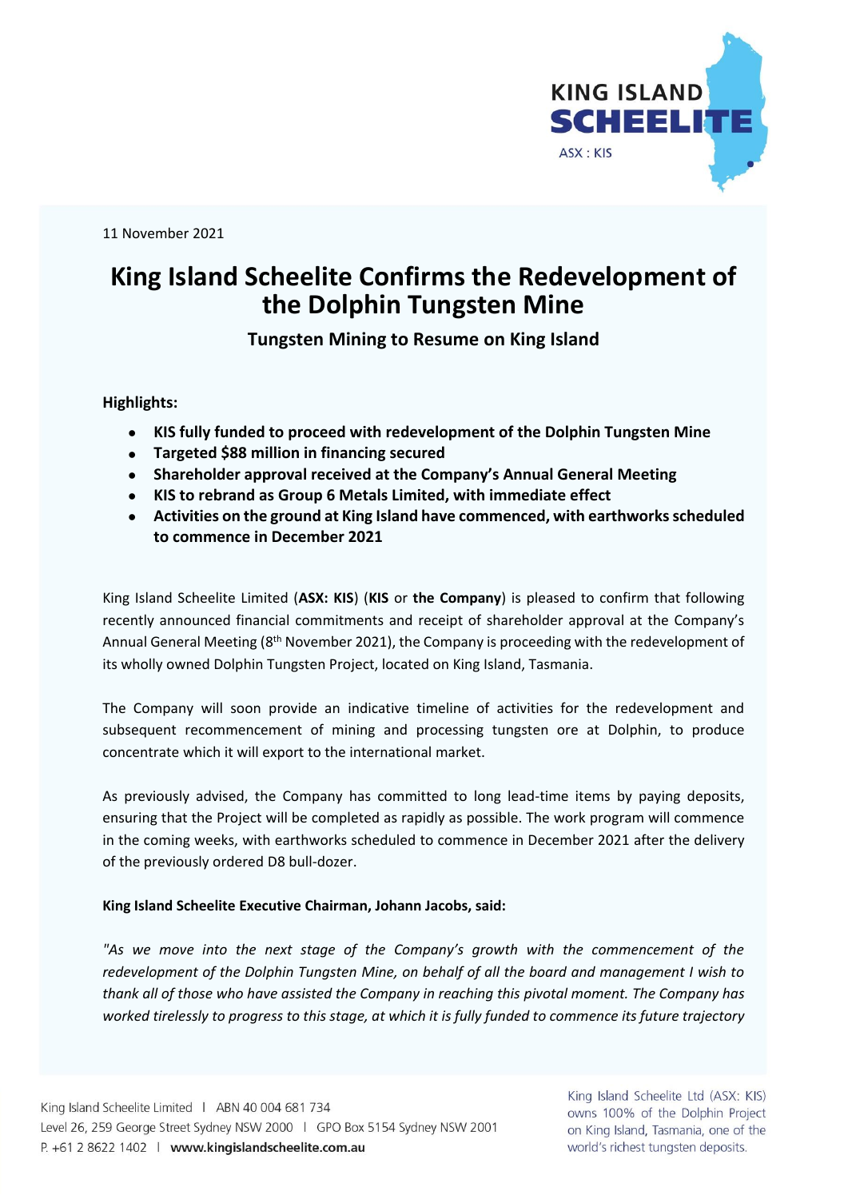11 November 2021

# King Island Scheelite Confirms the Redevelopment of the Dolphin Tungsten Mine

## Tungsten Mining to Resume on King Island

**Highlights:**

- **KIS fully funded to proceed with redevelopment of the Dolphin Tungsten Mine**
- **Targeted $88 million in financing secured**
- **Shareholder approval received at the Company's Annual General Meeting**
- **KIS to rebrand as Group 6 Metals Limited, with immediate effect**
- **Activities on the ground at King Island have commenced, with earthworks scheduled to commence in December 2021**

King Island Scheelite Limited (**ASX: KIS**) (**KIS** or **the Company**) is pleased to confirm that following recently announced financial commitments and receipt of shareholder approval at the Company's Annual General Meeting (8th November 2021), the Company is proceeding with the redevelopment of its wholly owned Dolphin Tungsten Project, located on King Island, Tasmania.

The Company will soon provide an indicative timeline of activities for the redevelopment and subsequent recommencement of mining and processing tungsten ore at Dolphin, to produce concentrate which it will export to the international market.

As previously advised, the Company has committed to long lead-time items by paying deposits, ensuring that the Project will be completed as rapidly as possible. The work program will commence in the coming weeks, with earthworks scheduled to commence in December 2021 after the delivery of the previously ordered D8 bull-dozer.

**King Island Scheelite Executive Chairman, Johann Jacobs, said:**

*"As we move into the next stage of the Company's growth with the commencement of the redevelopment of the Dolphin Tungsten Mine, on behalf of all the board and management I wish to thank all of those who have assisted the Company in reaching this pivotal moment. The Company has worked tirelessly to progress to this stage, at which it is fully funded to commence its future trajectory*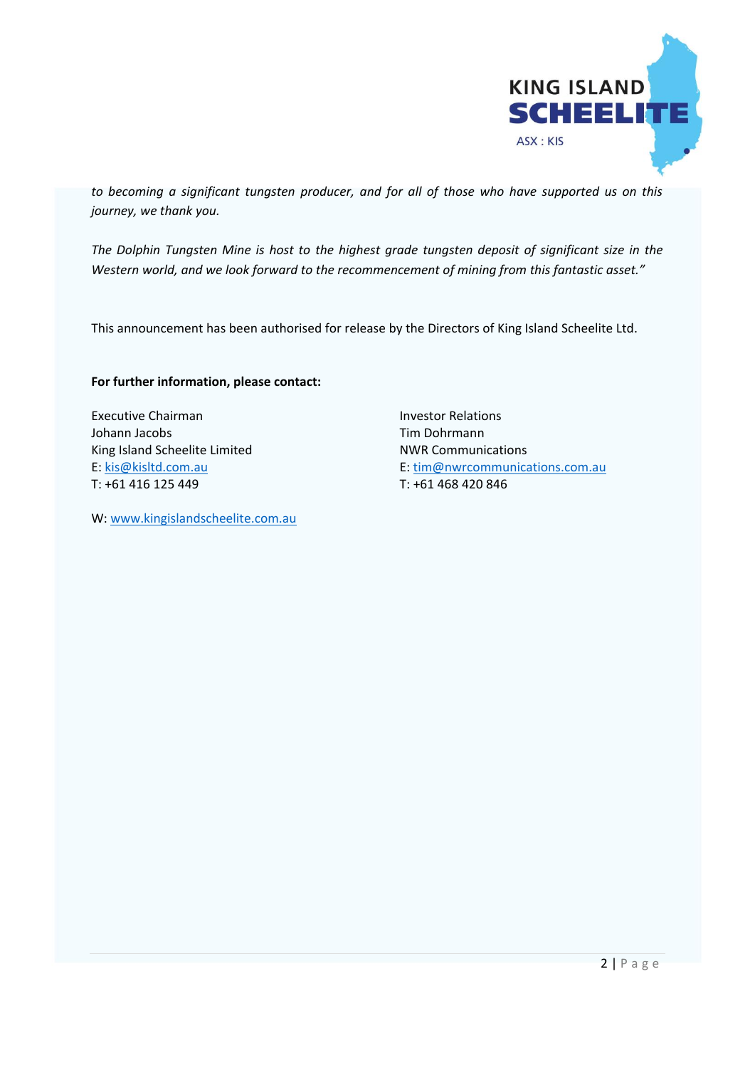*to becoming a significant tungsten producer, and for all of those who have supported us on this journey, we thank you.*

*The Dolphin Tungsten Mine is host to the highest grade tungsten deposit of significant size in the Western world, and we look forward to the recommencement of mining from this fantastic asset."*

This announcement has been authorised for release by the Directors of King Island Scheelite Ltd.

**For further information, please contact:**

Executive Chairman
Johann Jacobs
King Island Scheelite Limited
E: kis@kisltd.com.au
T: +61 416 125 449

Investor Relations
Tim Dohrmann
NWR Communications
E: tim@nwrcommunications.com.au
T: +61 468 420 846

W: www.kingislandscheelite.com.au